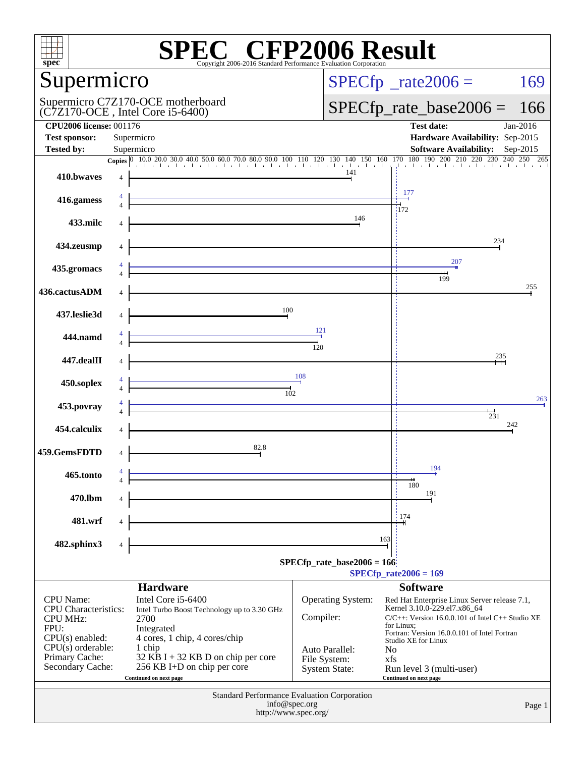# SPEC® CFP2006 Result

Copyright 2006-2016 Standard Performance Evaluation Corporation

## Supermicro

Supermicro C7Z170-OCE motherboard
(C7Z170-OCE , Intel Core i5-6400)

SPECfp_rate2006 = 169

SPECfp_rate_base2006 = 166

| | | | |
|---|---|---|---|
| **CPU2006 license:** 001176 | | **Test date:** | Jan-2016 |
| **Test sponsor:** | Supermicro | **Hardware Availability:** | Sep-2015 |
| **Tested by:** | Supermicro | **Software Availability:** | Sep-2015 |

Copies
0 10.0 20.0 30.0 40.0 50.0 60.0 70.0 80.0 90.0 100 110 120 130 140 150 160 170 180 190 200 210 220 230 240 250 265

410.bwaves 4 141
416.gamess 4 177
416.gamess 4 172
433.milc 4 146
434.zeusmp 4 234
435.gromacs 4 207
435.gromacs 4 199
436.cactusADM 4 255
437.leslie3d 4 100
444.namd 4 121
444.namd 4 120
447.dealII 4 235
450.soplex 4 108
450.soplex 4 102
453.povray 4 263
453.povray 4 231
454.calculix 4 242
459.GemsFDTD 4 82.8
465.tonto 4 194
465.tonto 4 180
470.lbm 4 191
481.wrf 4 174
482.sphinx3 4 163

SPECfp_rate_base2006 = 166
SPECfp_rate2006 = 169

## Hardware

| | |
|---|---|
| CPU Name: | Intel Core i5-6400 |
| CPU Characteristics: | Intel Turbo Boost Technology up to 3.30 GHz |
| CPU MHz: | 2700 |
| FPU: | Integrated |
| CPU(s) enabled: | 4 cores, 1 chip, 4 cores/chip |
| CPU(s) orderable: | 1 chip |
| Primary Cache: | 32 KB I + 32 KB D on chip per core |
| Secondary Cache: | 256 KB I+D on chip per core |

Continued on next page

## Software

| | |
|---|---|
| Operating System: | Red Hat Enterprise Linux Server release 7.1, Kernel 3.10.0-229.el7.x86_64 |
| Compiler: | C/C++: Version 16.0.0.101 of Intel C++ Studio XE for Linux; Fortran: Version 16.0.0.101 of Intel Fortran Studio XE for Linux |
| Auto Parallel: | No |
| File System: | xfs |
| System State: | Run level 3 (multi-user) |

Continued on next page

Standard Performance Evaluation Corporation
info@spec.org
http://www.spec.org/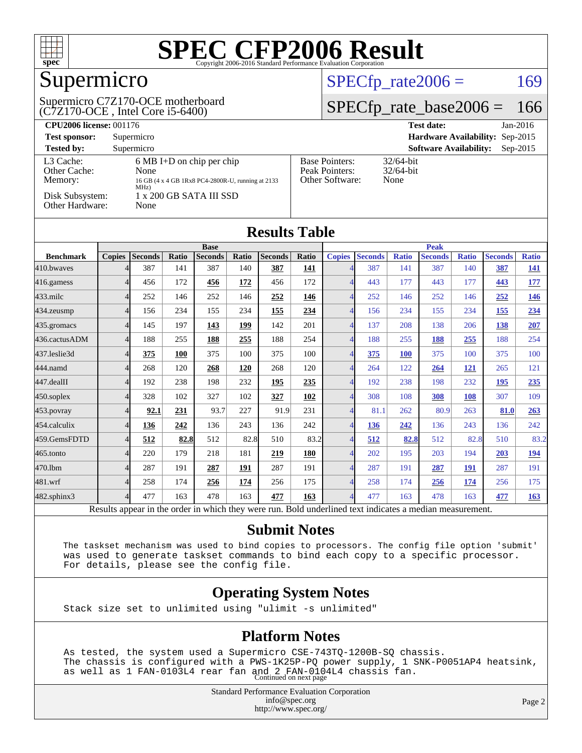# SPEC CFP2006 Result

Copyright 2006-2016 Standard Performance Evaluation Corporation

## Supermicro

Supermicro C7Z170-OCE motherboard
(C7Z170-OCE , Intel Core i5-6400)

SPECfp_rate2006 = 169

SPECfp_rate_base2006 = 166

| | | | |
|---|---|---|---|
| **CPU2006 license:** 001176 | | **Test date:** | Jan-2016 |
| **Test sponsor:** | Supermicro | **Hardware Availability:** | Sep-2015 |
| **Tested by:** | Supermicro | **Software Availability:** | Sep-2015 |

| | |
|---|---|
| L3 Cache: | 6 MB I+D on chip per chip |
| Other Cache: | None |
| Memory: | 16 GB (4 x 4 GB 1Rx8 PC4-2800R-U, running at 2133 MHz) |
| Disk Subsystem: | 1 x 200 GB SATA III SSD |
| Other Hardware: | None |

| | |
|---|---|
| Base Pointers: | 32/64-bit |
| Peak Pointers: | 32/64-bit |
| Other Software: | None |

## Results Table

| Benchmark | Base | | | | | | | Peak | | | | | | |
|---|---|---|---|---|---|---|---|---|---|---|---|---|---|---|
| | Copies | Seconds | Ratio | Seconds | Ratio | Seconds | Ratio | Copies | Seconds | Ratio | Seconds | Ratio | Seconds | Ratio |
| 410.bwaves | 4 | 387 | 141 | 387 | 140 | **387** | **141** | 4 | 387 | 141 | 387 | 140 | **387** | **141** |
| 416.gamess | 4 | 456 | 172 | **456** | **172** | 456 | 172 | 4 | 443 | 177 | 443 | 177 | **443** | **177** |
| 433.milc | 4 | 252 | 146 | 252 | 146 | **252** | **146** | 4 | 252 | 146 | 252 | 146 | **252** | **146** |
| 434.zeusmp | 4 | 156 | 234 | 155 | 234 | **155** | **234** | 4 | 156 | 234 | 155 | 234 | **155** | **234** |
| 435.gromacs | 4 | 145 | 197 | **143** | **199** | 142 | 201 | 4 | 137 | 208 | 138 | 206 | **138** | **207** |
| 436.cactusADM | 4 | 188 | 255 | **188** | **255** | 188 | 254 | 4 | 188 | 255 | **188** | **255** | 188 | 254 |
| 437.leslie3d | 4 | **375** | **100** | 375 | 100 | 375 | 100 | 4 | **375** | **100** | 375 | 100 | 375 | 100 |
| 444.namd | 4 | 268 | 120 | **268** | **120** | 268 | 120 | 4 | 264 | 122 | **264** | **121** | 265 | 121 |
| 447.dealII | 4 | 192 | 238 | 198 | 232 | **195** | **235** | 4 | 192 | 238 | 198 | 232 | **195** | **235** |
| 450.soplex | 4 | 328 | 102 | 327 | 102 | **327** | **102** | 4 | 308 | 108 | **308** | **108** | 307 | 109 |
| 453.povray | 4 | **92.1** | **231** | 93.7 | 227 | 91.9 | 231 | 4 | 81.1 | 262 | 80.9 | 263 | **81.0** | **263** |
| 454.calculix | 4 | **136** | **242** | 136 | 243 | 136 | 242 | 4 | **136** | **242** | 136 | 243 | 136 | 242 |
| 459.GemsFDTD | 4 | **512** | **82.8** | 512 | 82.8 | 510 | 83.2 | 4 | **512** | **82.8** | 512 | 82.8 | 510 | 83.2 |
| 465.tonto | 4 | 220 | 179 | 218 | 181 | **219** | **180** | 4 | 202 | 195 | 203 | 194 | **203** | **194** |
| 470.lbm | 4 | 287 | 191 | **287** | **191** | 287 | 191 | 4 | 287 | 191 | **287** | **191** | 287 | 191 |
| 481.wrf | 4 | 258 | 174 | **256** | **174** | 256 | 175 | 4 | 258 | 174 | **256** | **174** | 256 | 175 |
| 482.sphinx3 | 4 | 477 | 163 | 478 | 163 | **477** | **163** | 4 | 477 | 163 | 478 | 163 | **477** | **163** |

Results appear in the order in which they were run. Bold underlined text indicates a median measurement.

## Submit Notes

```
The taskset mechanism was used to bind copies to processors. The config file option 'submit'
was used to generate taskset commands to bind each copy to a specific processor.
For details, please see the config file.
```

## Operating System Notes

```
Stack size set to unlimited using "ulimit -s unlimited"
```

## Platform Notes

```
As tested, the system used a Supermicro CSE-743TQ-1200B-SQ chassis.
The chassis is configured with a PWS-1K25P-PQ power supply, 1 SNK-P0051AP4 heatsink,
as well as 1 FAN-0103L4 rear fan and 2 FAN-0104L4 chassis fan.
```

Continued on next page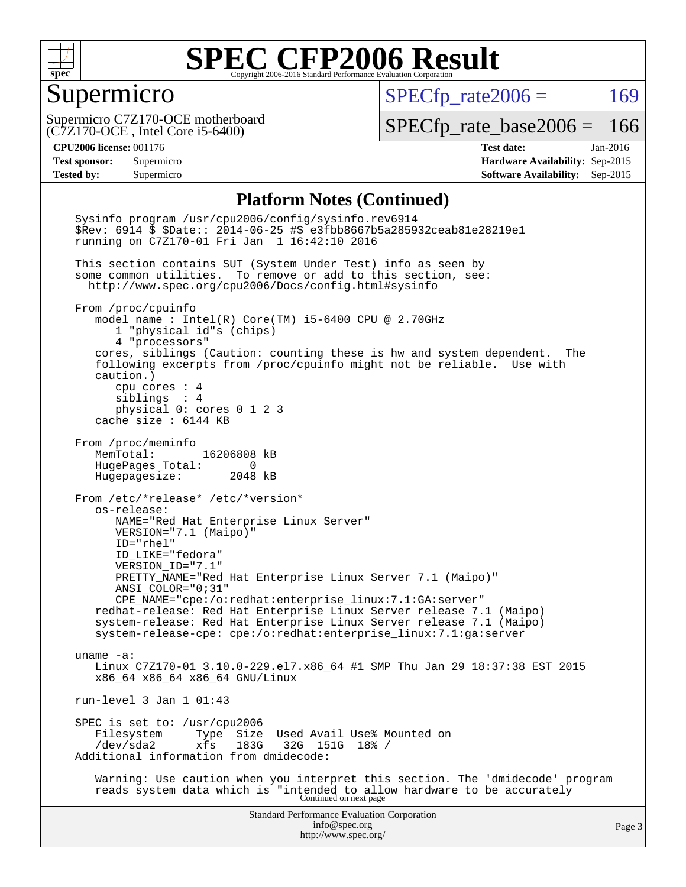## Platform Notes (Continued)

```
Sysinfo program /usr/cpu2006/config/sysinfo.rev6914
$Rev: 6914 $ $Date:: 2014-06-25 #$ e3fbb8667b5a285932ceab81e28219e1
running on C7Z170-01 Fri Jan  1 16:42:10 2016

This section contains SUT (System Under Test) info as seen by
some common utilities.  To remove or add to this section, see:
  http://www.spec.org/cpu2006/Docs/config.html#sysinfo

From /proc/cpuinfo
   model name : Intel(R) Core(TM) i5-6400 CPU @ 2.70GHz
      1 "physical id"s (chips)
      4 "processors"
   cores, siblings (Caution: counting these is hw and system dependent.  The
   following excerpts from /proc/cpuinfo might not be reliable.  Use with
   caution.)
      cpu cores : 4
      siblings  : 4
      physical 0: cores 0 1 2 3
   cache size : 6144 KB

From /proc/meminfo
   MemTotal:       16206808 kB
   HugePages_Total:       0
   Hugepagesize:       2048 kB

From /etc/*release* /etc/*version*
   os-release:
      NAME="Red Hat Enterprise Linux Server"
      VERSION="7.1 (Maipo)"
      ID="rhel"
      ID_LIKE="fedora"
      VERSION_ID="7.1"
      PRETTY_NAME="Red Hat Enterprise Linux Server 7.1 (Maipo)"
      ANSI_COLOR="0;31"
      CPE_NAME="cpe:/o:redhat:enterprise_linux:7.1:GA:server"
   redhat-release: Red Hat Enterprise Linux Server release 7.1 (Maipo)
   system-release: Red Hat Enterprise Linux Server release 7.1 (Maipo)
   system-release-cpe: cpe:/o:redhat:enterprise_linux:7.1:ga:server

uname -a:
   Linux C7Z170-01 3.10.0-229.el7.x86_64 #1 SMP Thu Jan 29 18:37:38 EST 2015
   x86_64 x86_64 x86_64 GNU/Linux

run-level 3 Jan 1 01:43

SPEC is set to: /usr/cpu2006
   Filesystem     Type  Size  Used Avail Use% Mounted on
   /dev/sda2      xfs   183G   32G  151G  18% /
Additional information from dmidecode:

   Warning: Use caution when you interpret this section. The 'dmidecode' program
   reads system data which is "intended to allow hardware to be accurately
```

Continued on next page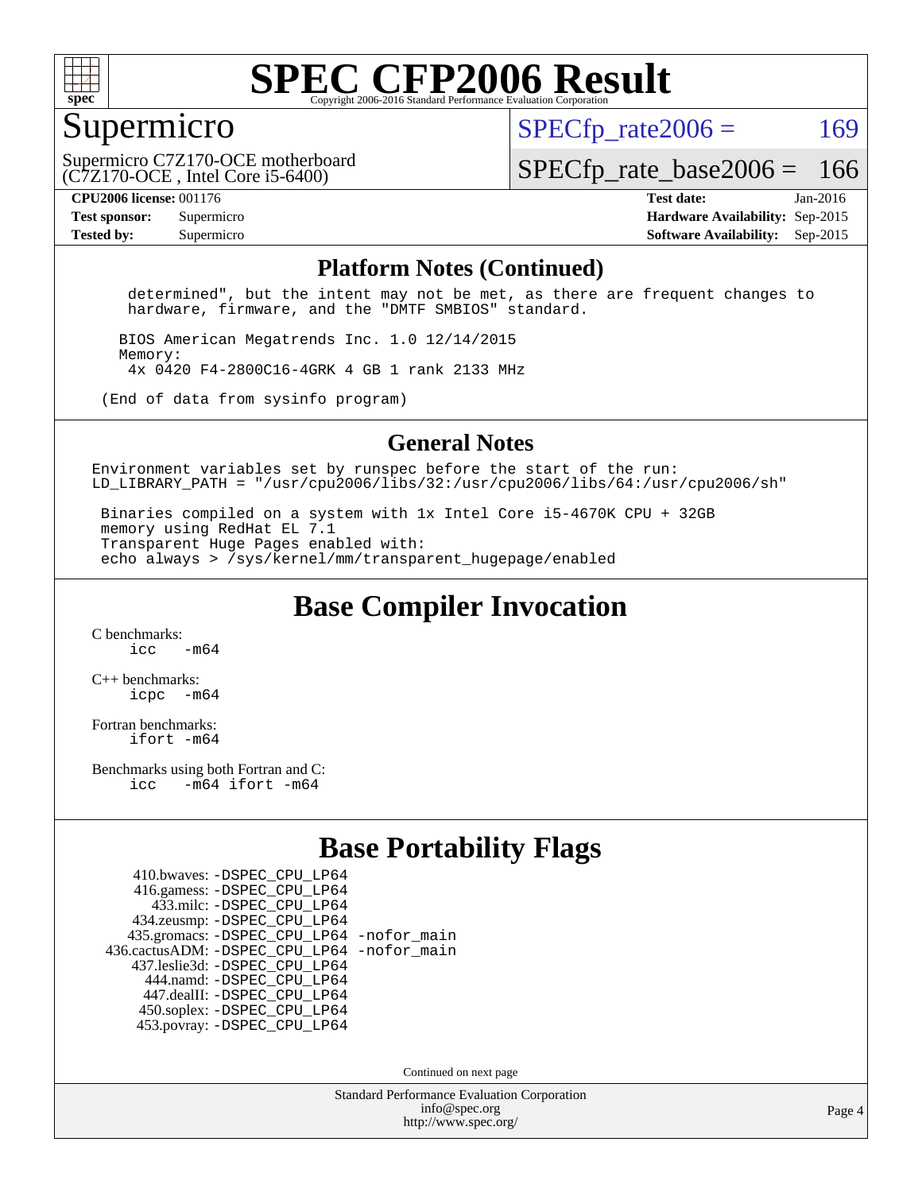# SPEC CFP2006 Result

Copyright 2006-2016 Standard Performance Evaluation Corporation

## Supermicro

Supermicro C7Z170-OCE motherboard
(C7Z170-OCE , Intel Core i5-6400)

SPECfp_rate2006 = 169

SPECfp_rate_base2006 = 166

**CPU2006 license:** 001176
**Test sponsor:** Supermicro
**Tested by:** Supermicro

**Test date:** Jan-2016
**Hardware Availability:** Sep-2015
**Software Availability:** Sep-2015

### Platform Notes (Continued)

```
    determined", but the intent may not be met, as there are frequent changes to
    hardware, firmware, and the "DMTF SMBIOS" standard.

   BIOS American Megatrends Inc. 1.0 12/14/2015
   Memory:
    4x 0420 F4-2800C16-4GRK 4 GB 1 rank 2133 MHz

 (End of data from sysinfo program)
```

### General Notes

```
Environment variables set by runspec before the start of the run:
LD_LIBRARY_PATH = "/usr/cpu2006/libs/32:/usr/cpu2006/libs/64:/usr/cpu2006/sh"

 Binaries compiled on a system with 1x Intel Core i5-4670K CPU + 32GB
 memory using RedHat EL 7.1
 Transparent Huge Pages enabled with:
 echo always > /sys/kernel/mm/transparent_hugepage/enabled
```

## Base Compiler Invocation

C benchmarks:
```
icc   -m64
```

C++ benchmarks:
```
icpc  -m64
```

Fortran benchmarks:
```
ifort -m64
```

Benchmarks using both Fortran and C:
```
icc   -m64 ifort -m64
```

## Base Portability Flags

```
    410.bwaves: -DSPEC_CPU_LP64
    416.gamess: -DSPEC_CPU_LP64
      433.milc: -DSPEC_CPU_LP64
    434.zeusmp: -DSPEC_CPU_LP64
   435.gromacs: -DSPEC_CPU_LP64 -nofor_main
436.cactusADM: -DSPEC_CPU_LP64 -nofor_main
   437.leslie3d: -DSPEC_CPU_LP64
     444.namd: -DSPEC_CPU_LP64
    447.dealII: -DSPEC_CPU_LP64
    450.soplex: -DSPEC_CPU_LP64
    453.povray: -DSPEC_CPU_LP64
```

Continued on next page

Standard Performance Evaluation Corporation
info@spec.org
http://www.spec.org/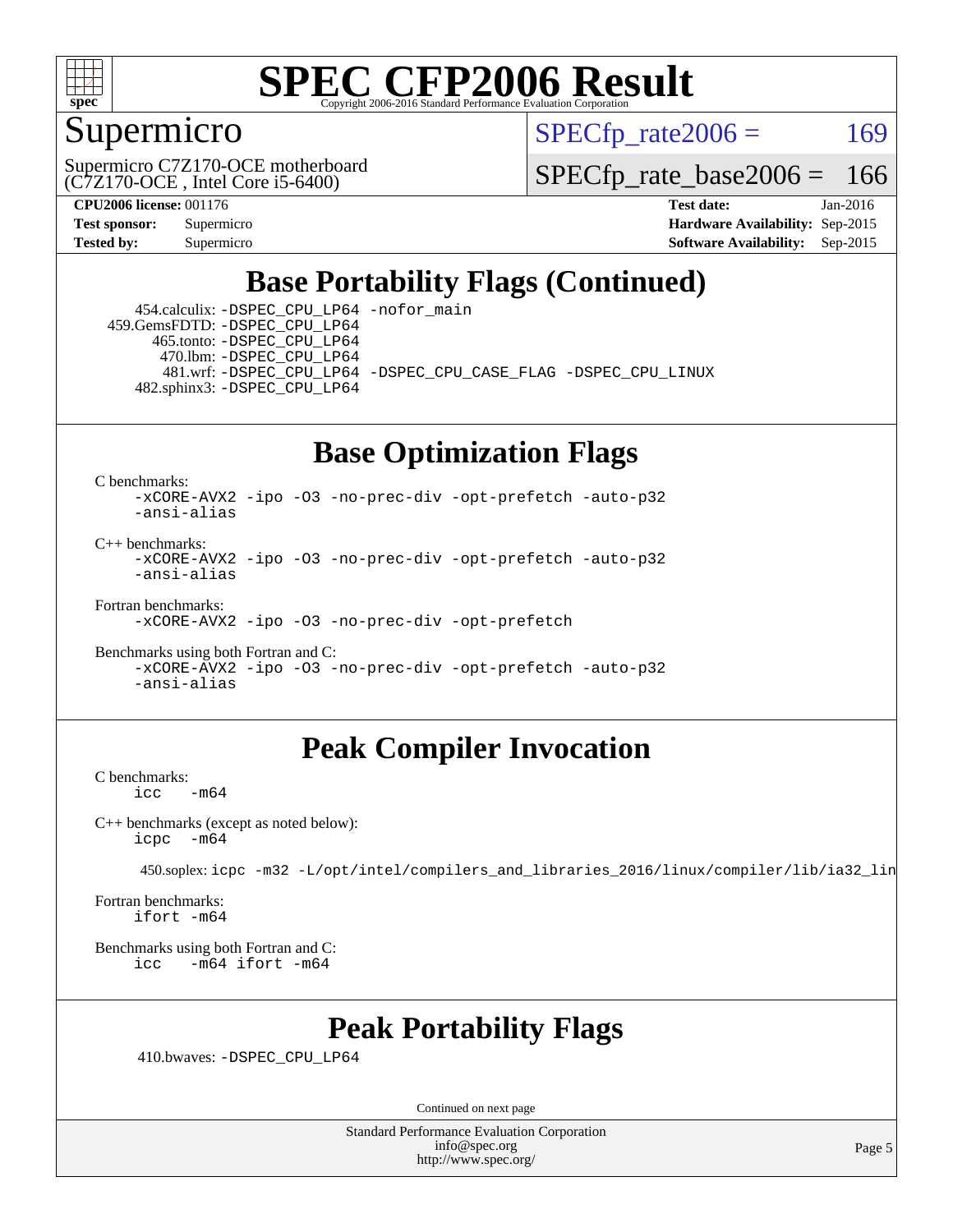# SPEC CFP2006 Result

Copyright 2006-2016 Standard Performance Evaluation Corporation

## Supermicro

Supermicro C7Z170-OCE motherboard (C7Z170-OCE , Intel Core i5-6400)

SPECfp_rate2006 = 169

SPECfp_rate_base2006 = 166

**CPU2006 license:** 001176 **Test date:** Jan-2016

**Test sponsor:** Supermicro **Hardware Availability:** Sep-2015

**Tested by:** Supermicro **Software Availability:** Sep-2015

## Base Portability Flags (Continued)

```
    454.calculix: -DSPEC_CPU_LP64 -nofor_main
   459.GemsFDTD: -DSPEC_CPU_LP64
       465.tonto: -DSPEC_CPU_LP64
         470.lbm: -DSPEC_CPU_LP64
         481.wrf: -DSPEC_CPU_LP64 -DSPEC_CPU_CASE_FLAG -DSPEC_CPU_LINUX
     482.sphinx3: -DSPEC_CPU_LP64
```

## Base Optimization Flags

C benchmarks:

```
-xCORE-AVX2 -ipo -O3 -no-prec-div -opt-prefetch -auto-p32
-ansi-alias
```

C++ benchmarks:

```
-xCORE-AVX2 -ipo -O3 -no-prec-div -opt-prefetch -auto-p32
-ansi-alias
```

Fortran benchmarks:

```
-xCORE-AVX2 -ipo -O3 -no-prec-div -opt-prefetch
```

Benchmarks using both Fortran and C:

```
-xCORE-AVX2 -ipo -O3 -no-prec-div -opt-prefetch -auto-p32
-ansi-alias
```

## Peak Compiler Invocation

C benchmarks:

```
icc   -m64
```

C++ benchmarks (except as noted below):

```
icpc   -m64
```

```
450.soplex: icpc -m32 -L/opt/intel/compilers_and_libraries_2016/linux/compiler/lib/ia32_lin
```

Fortran benchmarks:

```
ifort -m64
```

Benchmarks using both Fortran and C:

```
icc   -m64 ifort -m64
```

## Peak Portability Flags

```
410.bwaves: -DSPEC_CPU_LP64
```

Continued on next page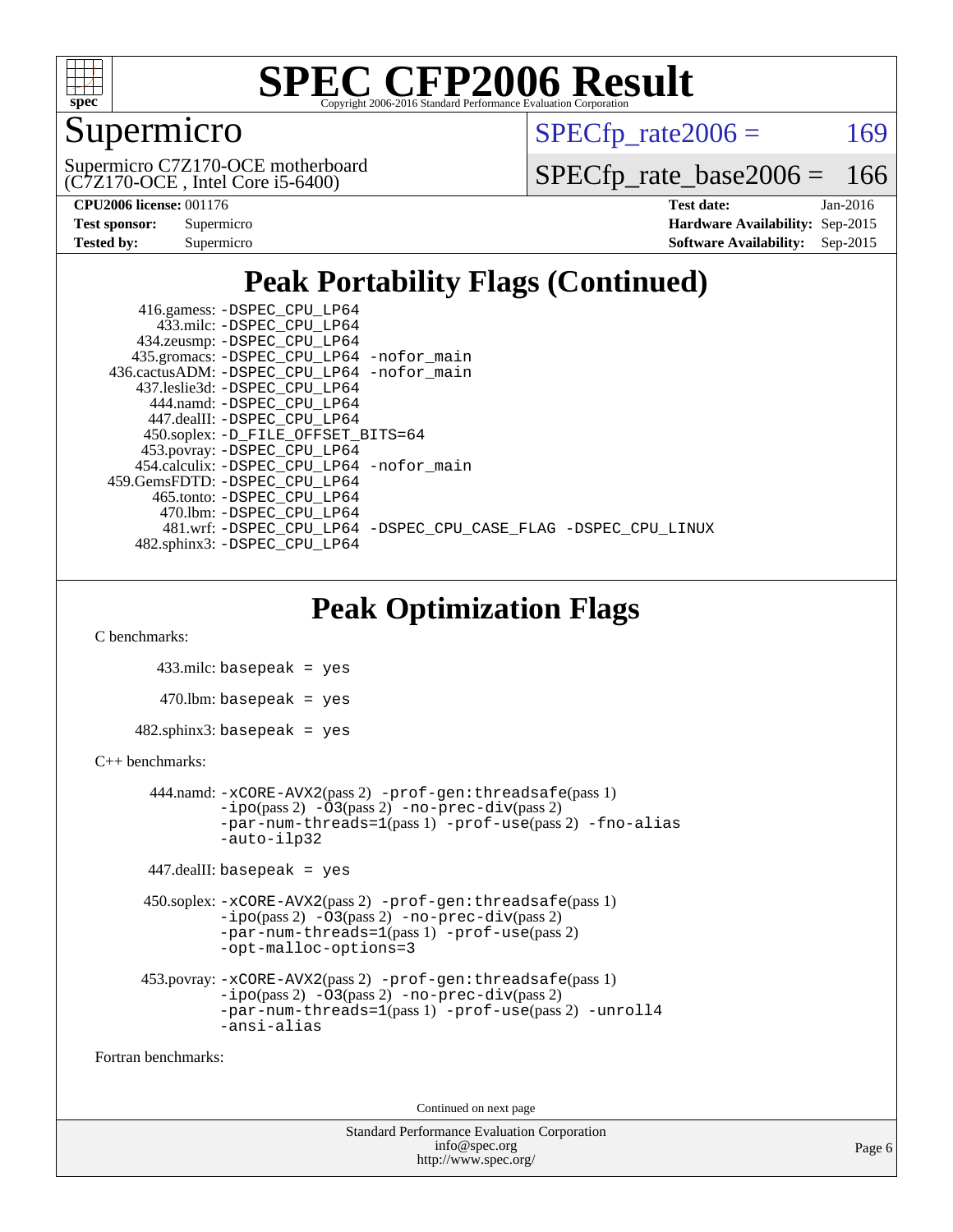# Supermicro

Supermicro C7Z170-OCE motherboard
(C7Z170-OCE , Intel Core i5-6400)

SPECfp_rate2006 = 169

SPECfp_rate_base2006 = 166

**CPU2006 license:** 001176

**Test sponsor:** Supermicro

**Tested by:** Supermicro

**Test date:** Jan-2016

**Hardware Availability:** Sep-2015

**Software Availability:** Sep-2015

## Peak Portability Flags (Continued)

416.gamess: -DSPEC_CPU_LP64
433.milc: -DSPEC_CPU_LP64
434.zeusmp: -DSPEC_CPU_LP64
435.gromacs: -DSPEC_CPU_LP64 -nofor_main
436.cactusADM: -DSPEC_CPU_LP64 -nofor_main
437.leslie3d: -DSPEC_CPU_LP64
444.namd: -DSPEC_CPU_LP64
447.dealII: -DSPEC_CPU_LP64
450.soplex: -D_FILE_OFFSET_BITS=64
453.povray: -DSPEC_CPU_LP64
454.calculix: -DSPEC_CPU_LP64 -nofor_main
459.GemsFDTD: -DSPEC_CPU_LP64
465.tonto: -DSPEC_CPU_LP64
470.lbm: -DSPEC_CPU_LP64
481.wrf: -DSPEC_CPU_LP64 -DSPEC_CPU_CASE_FLAG -DSPEC_CPU_LINUX
482.sphinx3: -DSPEC_CPU_LP64

## Peak Optimization Flags

C benchmarks:

433.milc: basepeak = yes

470.lbm: basepeak = yes

482.sphinx3: basepeak = yes

C++ benchmarks:

444.namd: -xCORE-AVX2(pass 2) -prof-gen:threadsafe(pass 1) -ipo(pass 2) -O3(pass 2) -no-prec-div(pass 2) -par-num-threads=1(pass 1) -prof-use(pass 2) -fno-alias -auto-ilp32

447.dealII: basepeak = yes

450.soplex: -xCORE-AVX2(pass 2) -prof-gen:threadsafe(pass 1) -ipo(pass 2) -O3(pass 2) -no-prec-div(pass 2) -par-num-threads=1(pass 1) -prof-use(pass 2) -opt-malloc-options=3

453.povray: -xCORE-AVX2(pass 2) -prof-gen:threadsafe(pass 1) -ipo(pass 2) -O3(pass 2) -no-prec-div(pass 2) -par-num-threads=1(pass 1) -prof-use(pass 2) -unroll4 -ansi-alias

Fortran benchmarks:

Continued on next page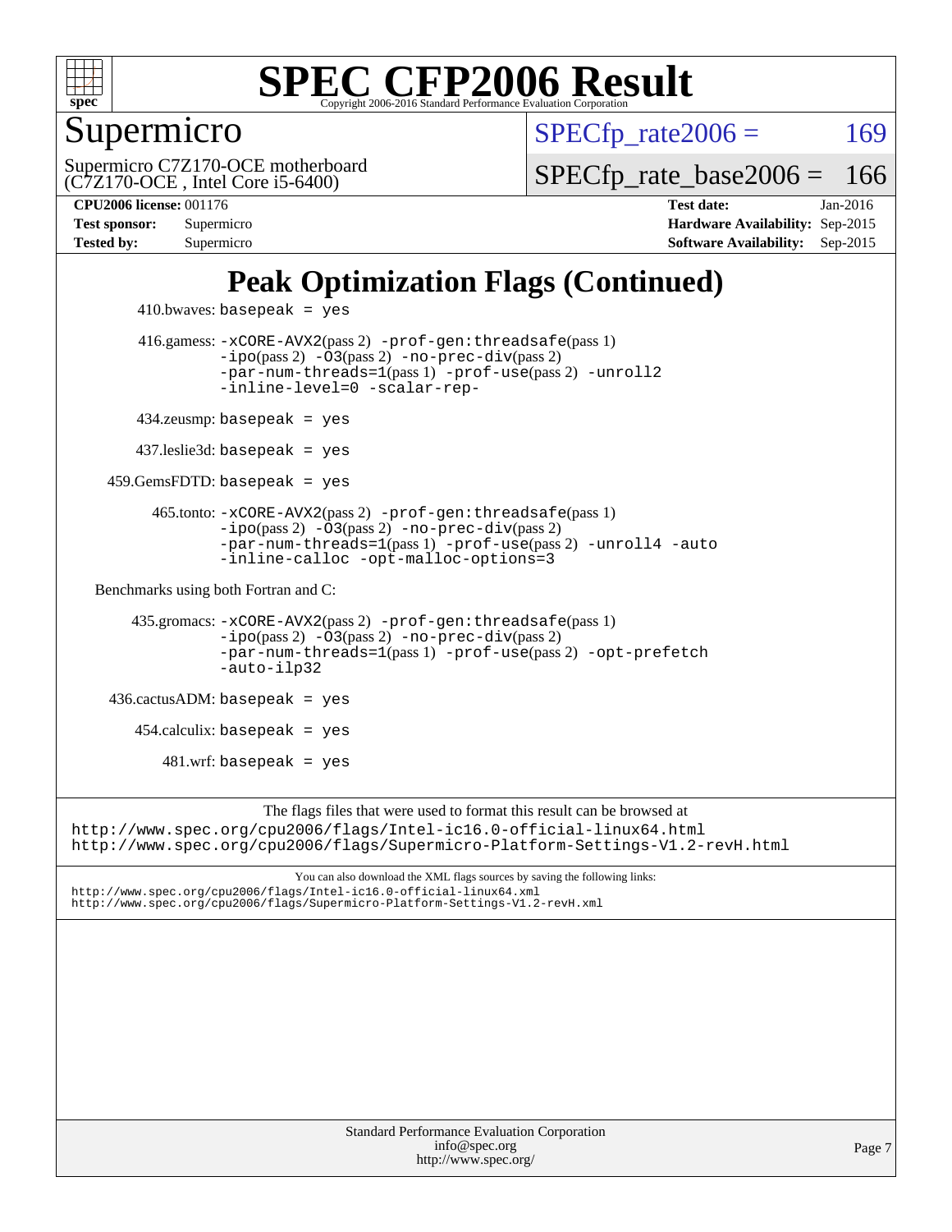# Peak Optimization Flags (Continued)

410.bwaves: basepeak = yes

416.gamess: -xCORE-AVX2(pass 2) -prof-gen:threadsafe(pass 1) -ipo(pass 2) -O3(pass 2) -no-prec-div(pass 2) -par-num-threads=1(pass 1) -prof-use(pass 2) -unroll2 -inline-level=0 -scalar-rep-

434.zeusmp: basepeak = yes

437.leslie3d: basepeak = yes

459.GemsFDTD: basepeak = yes

465.tonto: -xCORE-AVX2(pass 2) -prof-gen:threadsafe(pass 1) -ipo(pass 2) -O3(pass 2) -no-prec-div(pass 2) -par-num-threads=1(pass 1) -prof-use(pass 2) -unroll4 -auto -inline-calloc -opt-malloc-options=3

Benchmarks using both Fortran and C:

435.gromacs: -xCORE-AVX2(pass 2) -prof-gen:threadsafe(pass 1) -ipo(pass 2) -O3(pass 2) -no-prec-div(pass 2) -par-num-threads=1(pass 1) -prof-use(pass 2) -opt-prefetch -auto-ilp32

436.cactusADM: basepeak = yes

454.calculix: basepeak = yes

481.wrf: basepeak = yes

The flags files that were used to format this result can be browsed at
http://www.spec.org/cpu2006/flags/Intel-ic16.0-official-linux64.html
http://www.spec.org/cpu2006/flags/Supermicro-Platform-Settings-V1.2-revH.html

You can also download the XML flags sources by saving the following links:
http://www.spec.org/cpu2006/flags/Intel-ic16.0-official-linux64.xml
http://www.spec.org/cpu2006/flags/Supermicro-Platform-Settings-V1.2-revH.xml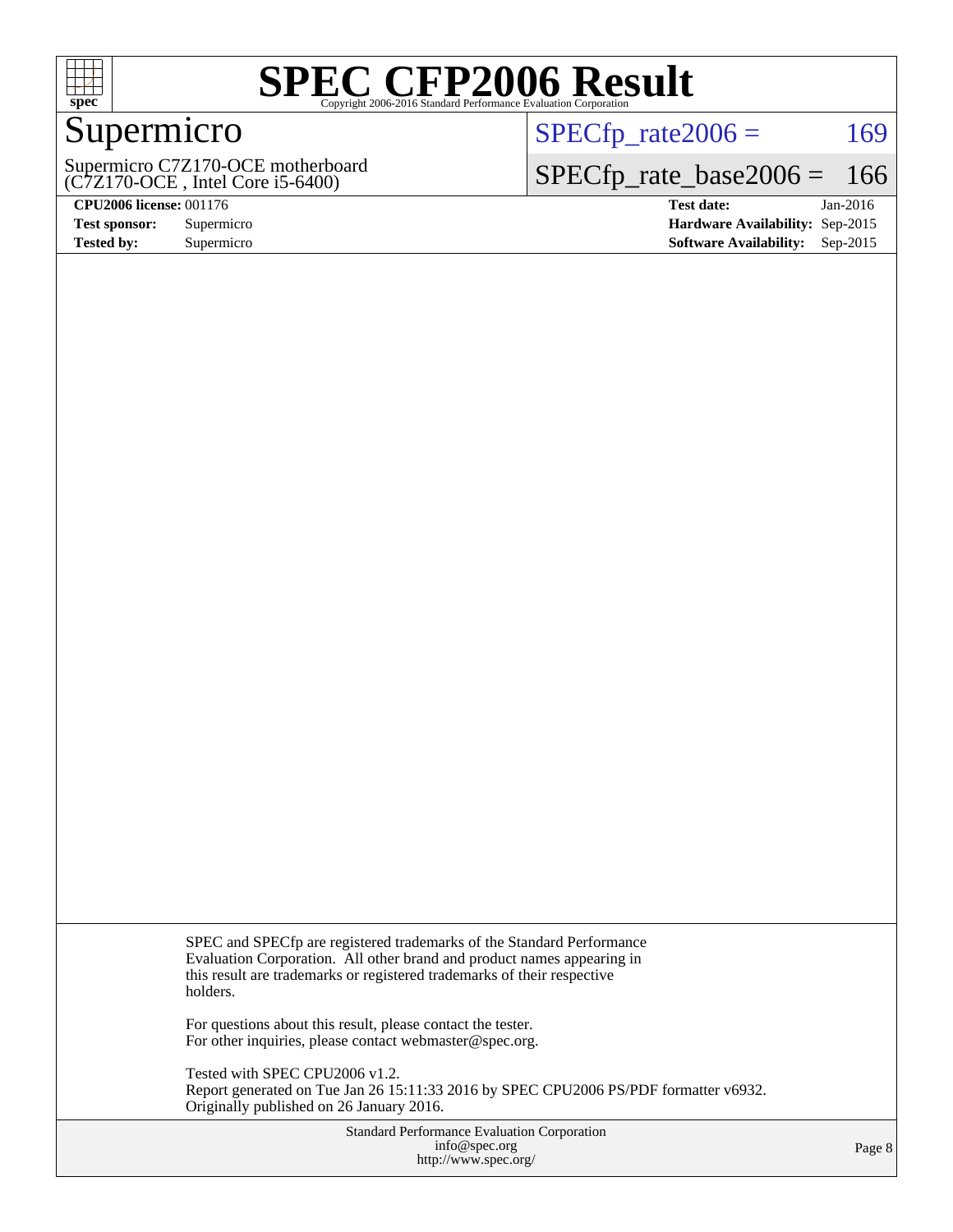SPEC and SPECfp are registered trademarks of the Standard Performance Evaluation Corporation. All other brand and product names appearing in this result are trademarks or registered trademarks of their respective holders.

For questions about this result, please contact the tester.
For other inquiries, please contact webmaster@spec.org.

Tested with SPEC CPU2006 v1.2.
Report generated on Tue Jan 26 15:11:33 2016 by SPEC CPU2006 PS/PDF formatter v6932.
Originally published on 26 January 2016.